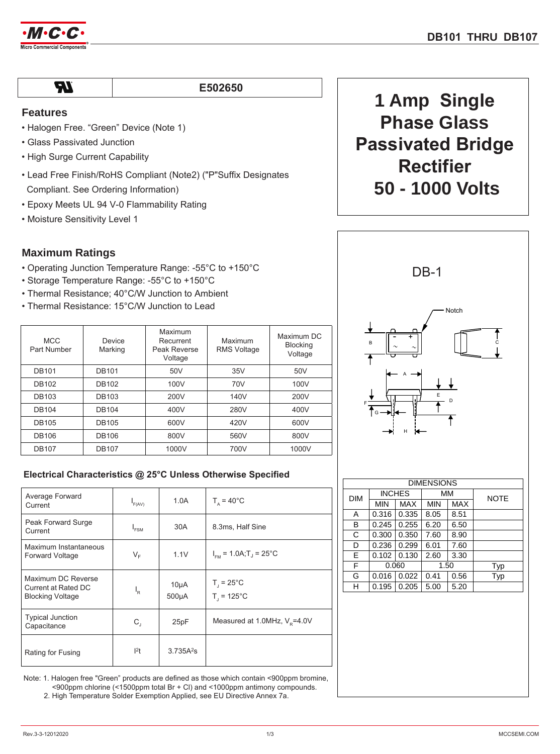# DB101 THRU DB107

| UL | E502650 |
|---|---|

## 1 Amp Single Phase Glass Passivated Bridge Rectifier 50 - 1000 Volts

### Features

- Halogen Free. "Green" Device (Note 1)
- Glass Passivated Junction
- High Surge Current Capability
- Lead Free Finish/RoHS Compliant (Note2) ("P"Suffix Designates Compliant. See Ordering Information)
- Epoxy Meets UL 94 V-0 Flammability Rating
- Moisture Sensitivity Level 1

### Maximum Ratings

- Operating Junction Temperature Range: -55°C to +150°C
- Storage Temperature Range: -55°C to +150°C
- Thermal Resistance; 40°C/W Junction to Ambient
- Thermal Resistance: 15°C/W Junction to Lead

| MCC Part Number | Device Marking | Maximum Recurrent Peak Reverse Voltage | Maximum RMS Voltage | Maximum DC Blocking Voltage |
|---|---|---|---|---|
| DB101 | DB101 | 50V | 35V | 50V |
| DB102 | DB102 | 100V | 70V | 100V |
| DB103 | DB103 | 200V | 140V | 200V |
| DB104 | DB104 | 400V | 280V | 400V |
| DB105 | DB105 | 600V | 420V | 600V |
| DB106 | DB106 | 800V | 560V | 800V |
| DB107 | DB107 | 1000V | 700V | 1000V |

### Electrical Characteristics @ 25°C Unless Otherwise Specified

| | | | |
|---|---|---|---|
| Average Forward Current | $I_{F(AV)}$ | 1.0A | $T_A = 40°C$ |
| Peak Forward Surge Current | $I_{FSM}$ | 30A | 8.3ms, Half Sine |
| Maximum Instantaneous Forward Voltage | $V_F$ | 1.1V | $I_{FM} = 1.0A; T_J = 25°C$ |
| Maximum DC Reverse Current at Rated DC Blocking Voltage | $I_R$ | 10μA<br>500μA | $T_J = 25°C$<br>$T_J = 125°C$ |
| Typical Junction Capacitance | $C_J$ | 25pF | Measured at 1.0MHz, $V_R$=4.0V |
| Rating for Fusing | $I^2t$ | 3.735$A^2$s | |

Note: 1. Halogen free "Green" products are defined as those which contain <900ppm bromine, <900ppm chlorine (<1500ppm total Br + Cl) and <1000ppm antimony compounds.
2. High Temperature Solder Exemption Applied, see EU Directive Annex 7a.

### DB-1

| DIM | INCHES MIN | INCHES MAX | MM MIN | MM MAX | NOTE |
|---|---|---|---|---|---|
| A | 0.316 | 0.335 | 8.05 | 8.51 | |
| B | 0.245 | 0.255 | 6.20 | 6.50 | |
| C | 0.300 | 0.350 | 7.60 | 8.90 | |
| D | 0.236 | 0.299 | 6.01 | 7.60 | |
| E | 0.102 | 0.130 | 2.60 | 3.30 | |
| F | 0.060 | | 1.50 | | Typ |
| G | 0.016 | 0.022 | 0.41 | 0.56 | Typ |
| H | 0.195 | 0.205 | 5.00 | 5.20 | |

Rev.3-3-12012020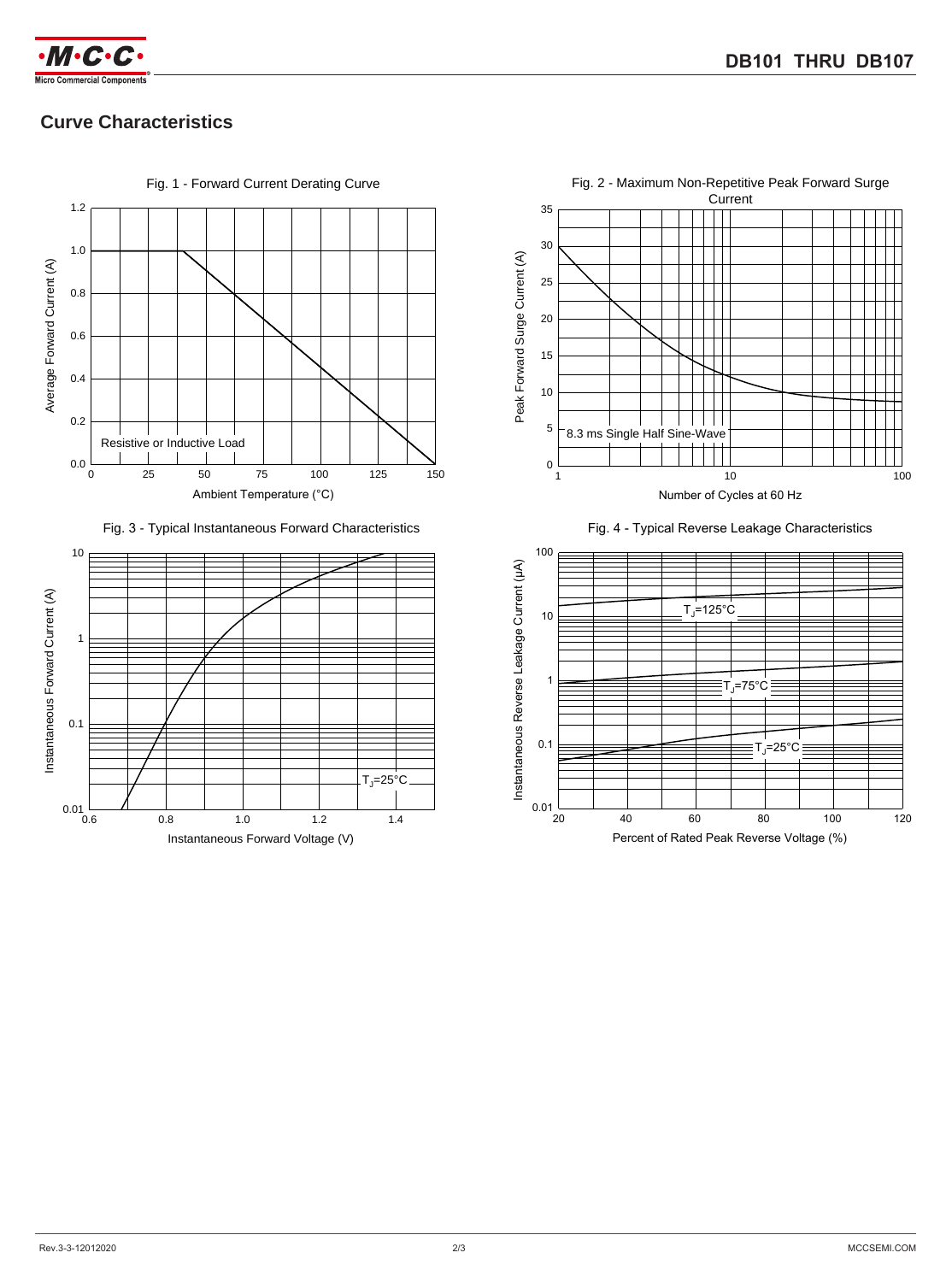## Curve Characteristics

Fig. 1 - Forward Current Derating Curve

Fig. 2 - Maximum Non-Repetitive Peak Forward Surge Current

Fig. 3 - Typical Instantaneous Forward Characteristics

Fig. 4 - Typical Reverse Leakage Characteristics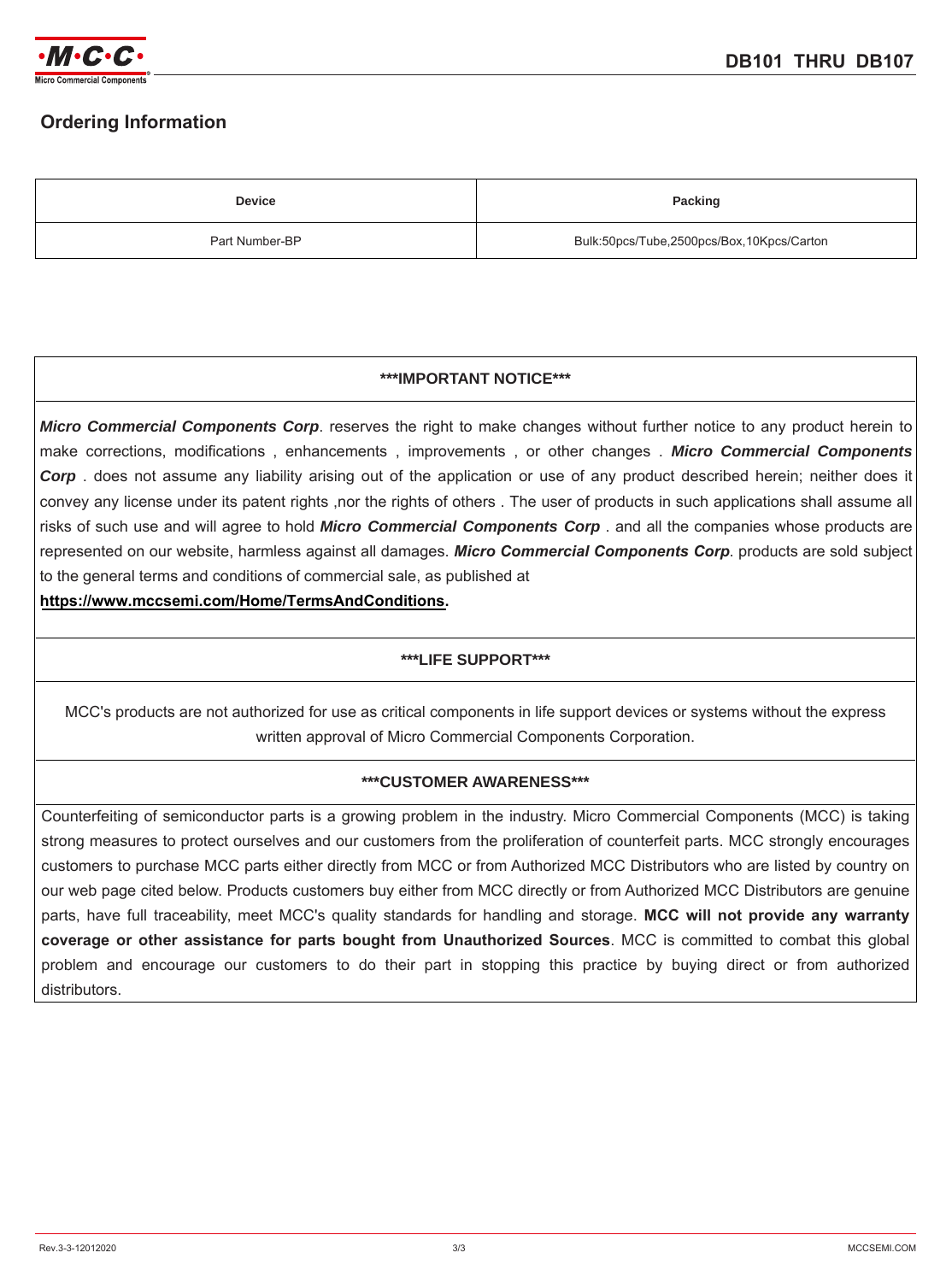## Ordering Information

| Device | Packing |
| --- | --- |
| Part Number-BP | Bulk:50pcs/Tube,2500pcs/Box,10Kpcs/Carton |

**\*\*\*IMPORTANT NOTICE\*\*\***

***Micro Commercial Components Corp***. reserves the right to make changes without further notice to any product herein to make corrections, modifications , enhancements , improvements , or other changes . ***Micro Commercial Components Corp*** . does not assume any liability arising out of the application or use of any product described herein; neither does it convey any license under its patent rights ,nor the rights of others . The user of products in such applications shall assume all risks of such use and will agree to hold ***Micro Commercial Components Corp*** . and all the companies whose products are represented on our website, harmless against all damages. ***Micro Commercial Components Corp***. products are sold subject to the general terms and conditions of commercial sale, as published at
**https://www.mccsemi.com/Home/TermsAndConditions.**

**\*\*\*LIFE SUPPORT\*\*\***

MCC's products are not authorized for use as critical components in life support devices or systems without the express written approval of Micro Commercial Components Corporation.

**\*\*\*CUSTOMER AWARENESS\*\*\***

Counterfeiting of semiconductor parts is a growing problem in the industry. Micro Commercial Components (MCC) is taking strong measures to protect ourselves and our customers from the proliferation of counterfeit parts. MCC strongly encourages customers to purchase MCC parts either directly from MCC or from Authorized MCC Distributors who are listed by country on our web page cited below. Products customers buy either from MCC directly or from Authorized MCC Distributors are genuine parts, have full traceability, meet MCC's quality standards for handling and storage. **MCC will not provide any warranty coverage or other assistance for parts bought from Unauthorized Sources**. MCC is committed to combat this global problem and encourage our customers to do their part in stopping this practice by buying direct or from authorized distributors.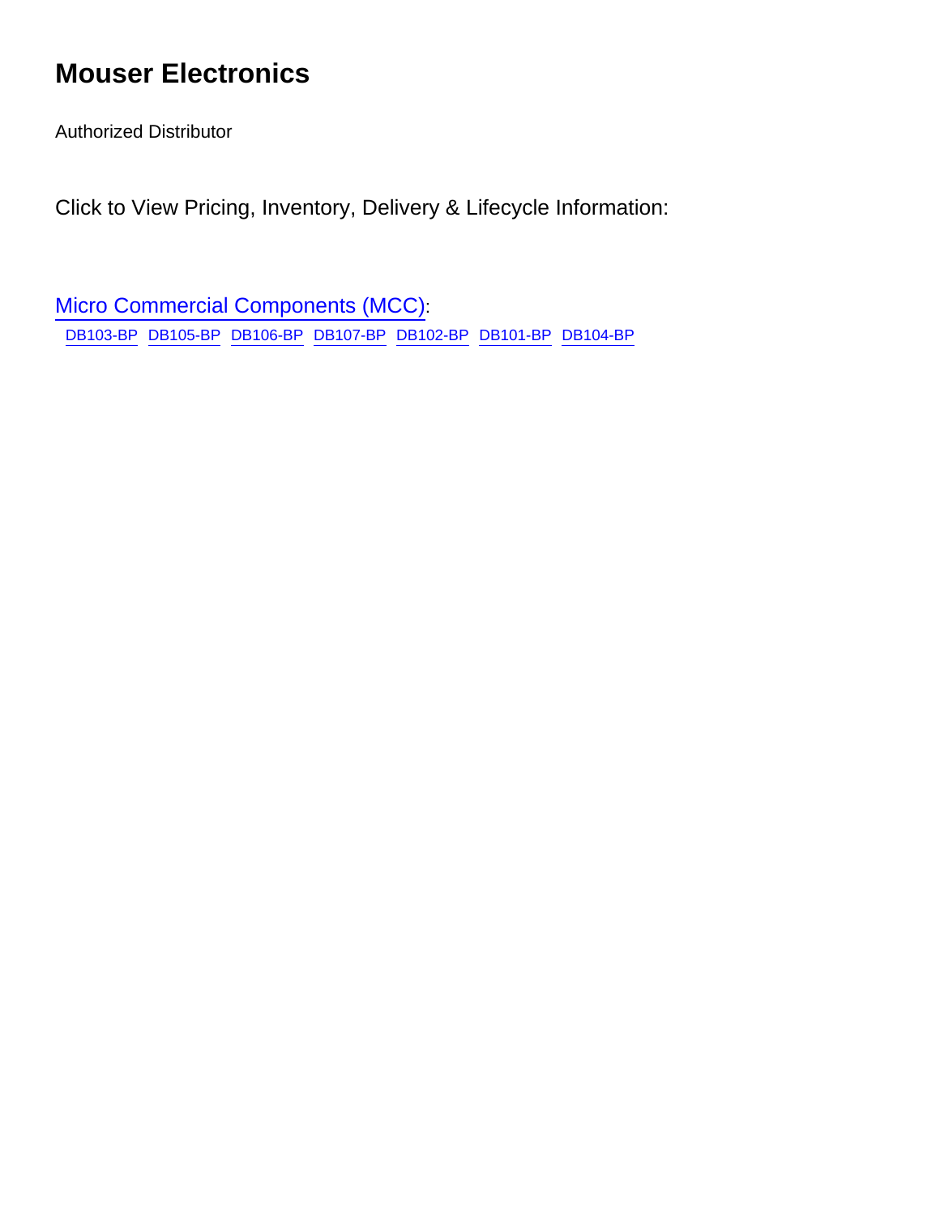# Mouser Electronics

Authorized Distributor

Click to View Pricing, Inventory, Delivery & Lifecycle Information:

Micro Commercial Components (MCC):

DB103-BP DB105-BP DB106-BP DB107-BP DB102-BP DB101-BP DB104-BP